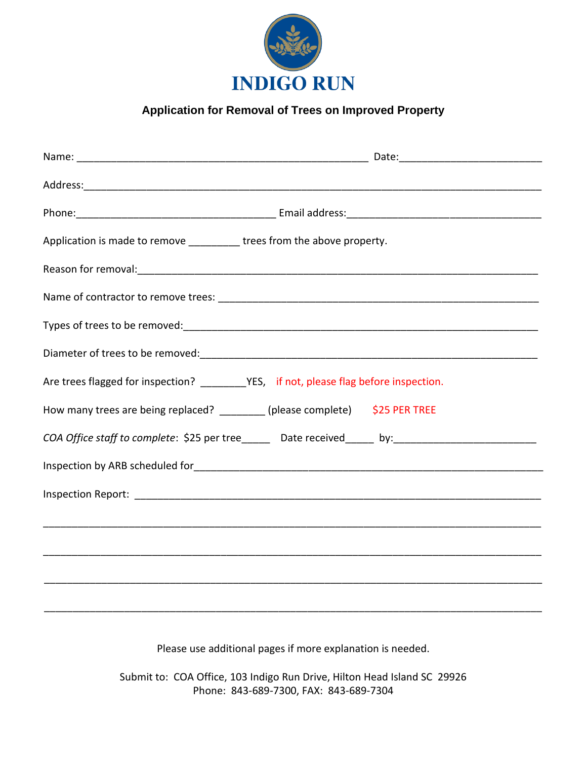# INDIGO RUN

## Application for Removal of Trees on Improved Property

Name: ___________________________________________________ Date:_________________________

Address:_________________________________________________________________________________

Phone:___________________________________ Email address:__________________________________

Application is made to remove _________ trees from the above property.

Reason for removal:______________________________________________________________________

Name of contractor to remove trees: _________________________________________________________

Types of trees to be removed:_______________________________________________________________

Diameter of trees to be removed:____________________________________________________________

Are trees flagged for inspection? ________YES, if not, please flag before inspection.

How many trees are being replaced? ________ (please complete) $25 PER TREE

*COA Office staff to complete*: $25 per tree_____ Date received_____ by:_________________________

Inspection by ARB scheduled for______________________________________________________________

Inspection Report: _________________________________________________________________________

_______________________________________________________________________________________

_______________________________________________________________________________________

_______________________________________________________________________________________

_______________________________________________________________________________________

Please use additional pages if more explanation is needed.

Submit to: COA Office, 103 Indigo Run Drive, Hilton Head Island SC 29926
Phone: 843-689-7300, FAX: 843-689-7304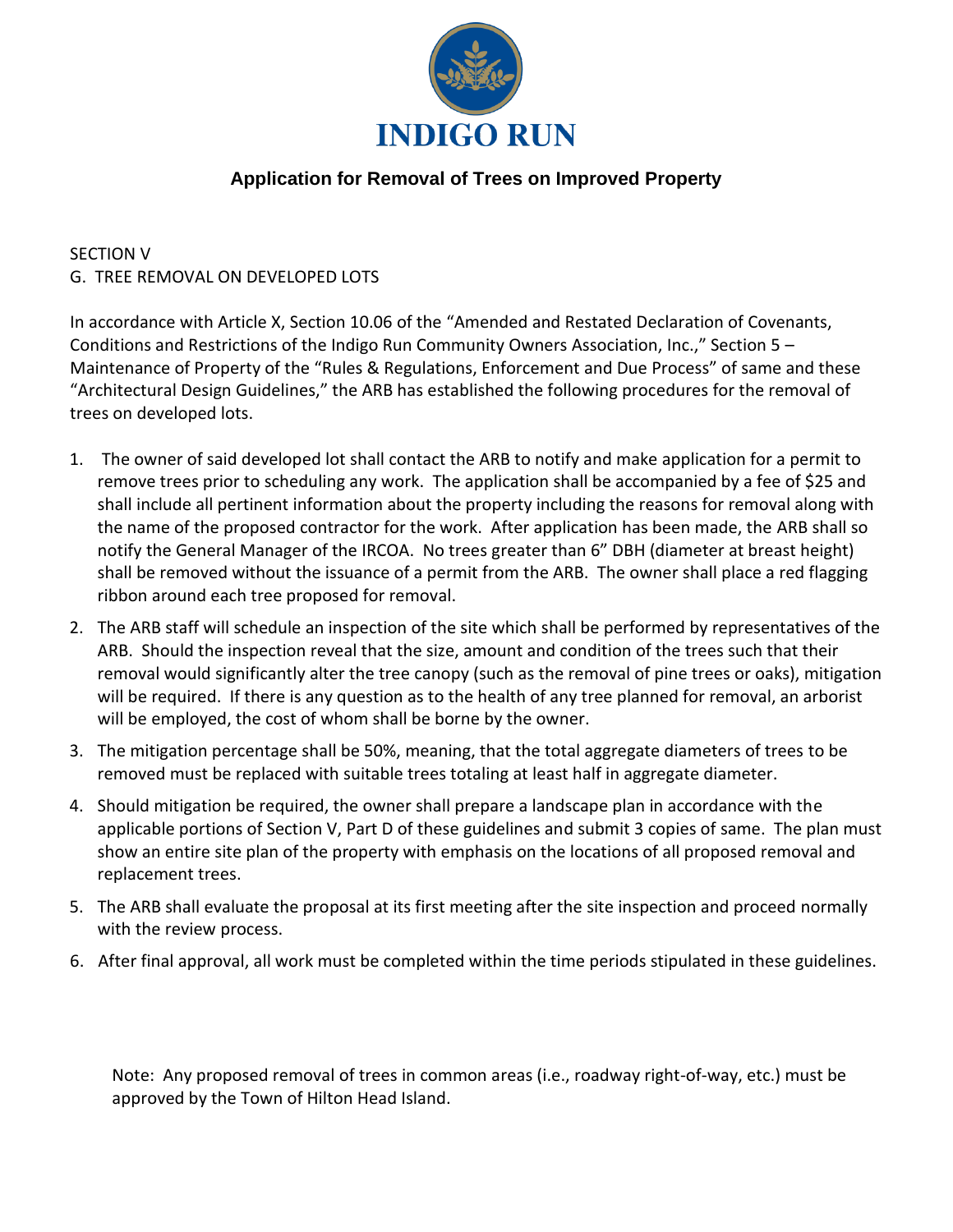# INDIGO RUN

## Application for Removal of Trees on Improved Property

SECTION V
G. TREE REMOVAL ON DEVELOPED LOTS

In accordance with Article X, Section 10.06 of the "Amended and Restated Declaration of Covenants, Conditions and Restrictions of the Indigo Run Community Owners Association, Inc.," Section 5 – Maintenance of Property of the "Rules & Regulations, Enforcement and Due Process" of same and these "Architectural Design Guidelines," the ARB has established the following procedures for the removal of trees on developed lots.

1. The owner of said developed lot shall contact the ARB to notify and make application for a permit to remove trees prior to scheduling any work. The application shall be accompanied by a fee of $25 and shall include all pertinent information about the property including the reasons for removal along with the name of the proposed contractor for the work. After application has been made, the ARB shall so notify the General Manager of the IRCOA. No trees greater than 6" DBH (diameter at breast height) shall be removed without the issuance of a permit from the ARB. The owner shall place a red flagging ribbon around each tree proposed for removal.
2. The ARB staff will schedule an inspection of the site which shall be performed by representatives of the ARB. Should the inspection reveal that the size, amount and condition of the trees such that their removal would significantly alter the tree canopy (such as the removal of pine trees or oaks), mitigation will be required. If there is any question as to the health of any tree planned for removal, an arborist will be employed, the cost of whom shall be borne by the owner.
3. The mitigation percentage shall be 50%, meaning, that the total aggregate diameters of trees to be removed must be replaced with suitable trees totaling at least half in aggregate diameter.
4. Should mitigation be required, the owner shall prepare a landscape plan in accordance with the applicable portions of Section V, Part D of these guidelines and submit 3 copies of same. The plan must show an entire site plan of the property with emphasis on the locations of all proposed removal and replacement trees.
5. The ARB shall evaluate the proposal at its first meeting after the site inspection and proceed normally with the review process.
6. After final approval, all work must be completed within the time periods stipulated in these guidelines.

Note: Any proposed removal of trees in common areas (i.e., roadway right-of-way, etc.) must be approved by the Town of Hilton Head Island.